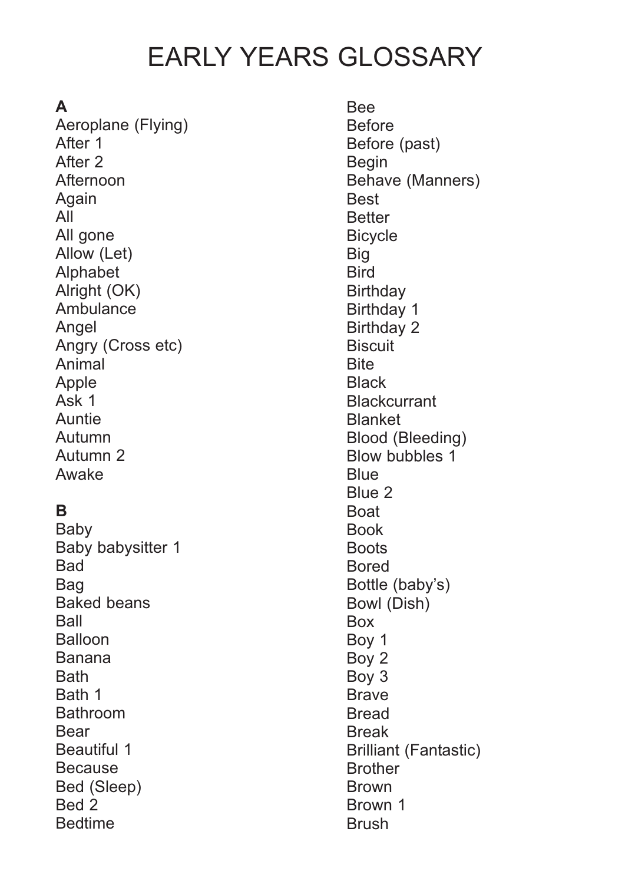# EARLY YEARS GLOSSARY

**A**

Aeroplane (Flying)
After 1
After 2
Afternoon
Again
All
All gone
Allow (Let)
Alphabet
Alright (OK)
Ambulance
Angel
Angry (Cross etc)
Animal
Apple
Ask 1
Auntie
Autumn
Autumn 2
Awake

**B**

Baby
Baby babysitter 1
Bad
Bag
Baked beans
Ball
Balloon
Banana
Bath
Bath 1
Bathroom
Bear
Beautiful 1
Because
Bed (Sleep)
Bed 2
Bedtime
Bee
Before
Before (past)
Begin
Behave (Manners)
Best
Better
Bicycle
Big
Bird
Birthday
Birthday 1
Birthday 2
Biscuit
Bite
Black
Blackcurrant
Blanket
Blood (Bleeding)
Blow bubbles 1
Blue
Blue 2
Boat
Book
Boots
Bored
Bottle (baby's)
Bowl (Dish)
Box
Boy 1
Boy 2
Boy 3
Brave
Bread
Break
Brilliant (Fantastic)
Brother
Brown
Brown 1
Brush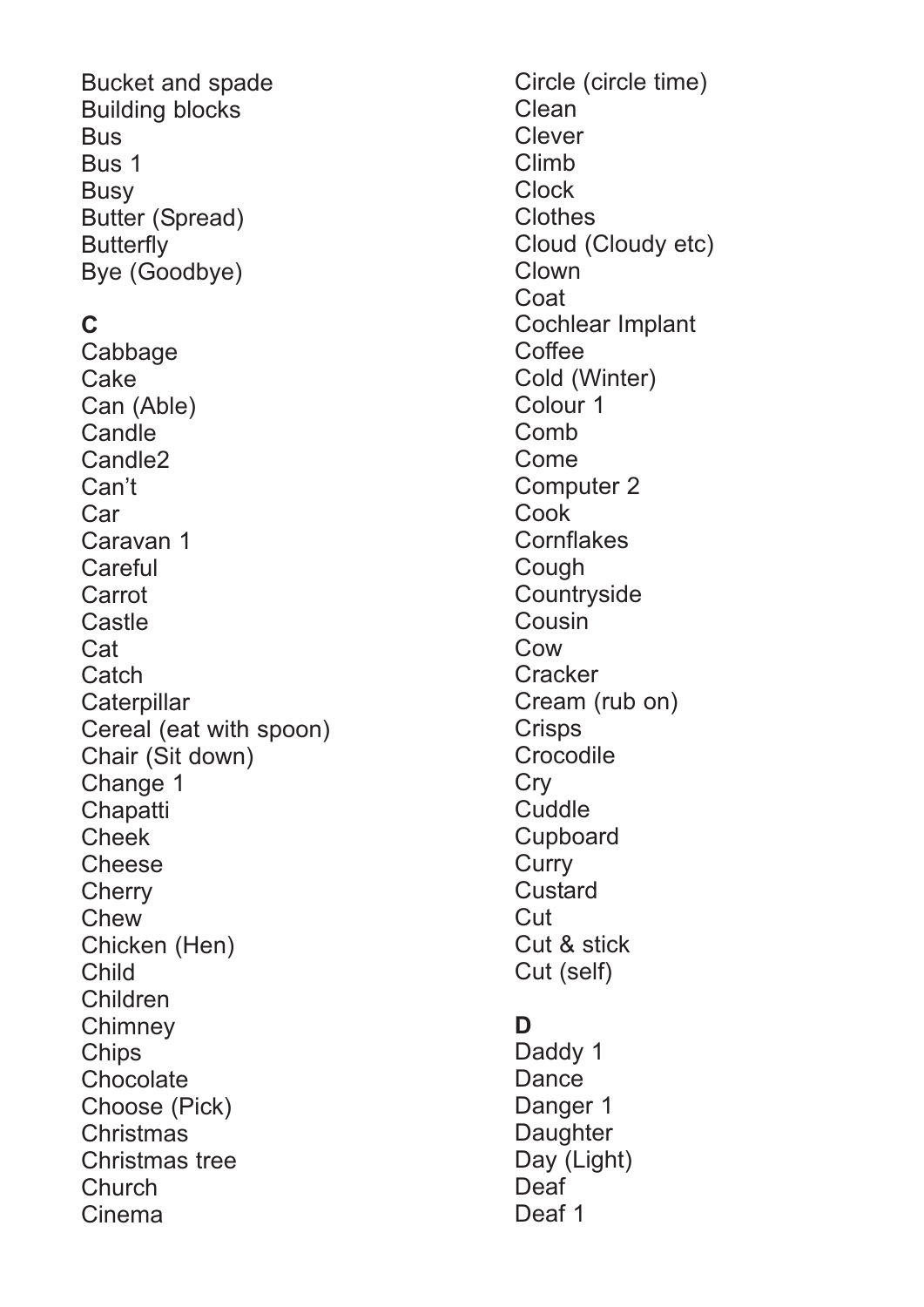Bucket and spade
Building blocks
Bus
Bus 1
Busy
Butter (Spread)
Butterfly
Bye (Goodbye)

**C**

Cabbage
Cake
Can (Able)
Candle
Candle2
Can't
Car
Caravan 1
Careful
Carrot
Castle
Cat
Catch
Caterpillar
Cereal (eat with spoon)
Chair (Sit down)
Change 1
Chapatti
Cheek
Cheese
Cherry
Chew
Chicken (Hen)
Child
Children
Chimney
Chips
Chocolate
Choose (Pick)
Christmas
Christmas tree
Church
Cinema
Circle (circle time)
Clean
Clever
Climb
Clock
Clothes
Cloud (Cloudy etc)
Clown
Coat
Cochlear Implant
Coffee
Cold (Winter)
Colour 1
Comb
Come
Computer 2
Cook
Cornflakes
Cough
Countryside
Cousin
Cow
Cracker
Cream (rub on)
Crisps
Crocodile
Cry
Cuddle
Cupboard
Curry
Custard
Cut
Cut & stick
Cut (self)

**D**

Daddy 1
Dance
Danger 1
Daughter
Day (Light)
Deaf
Deaf 1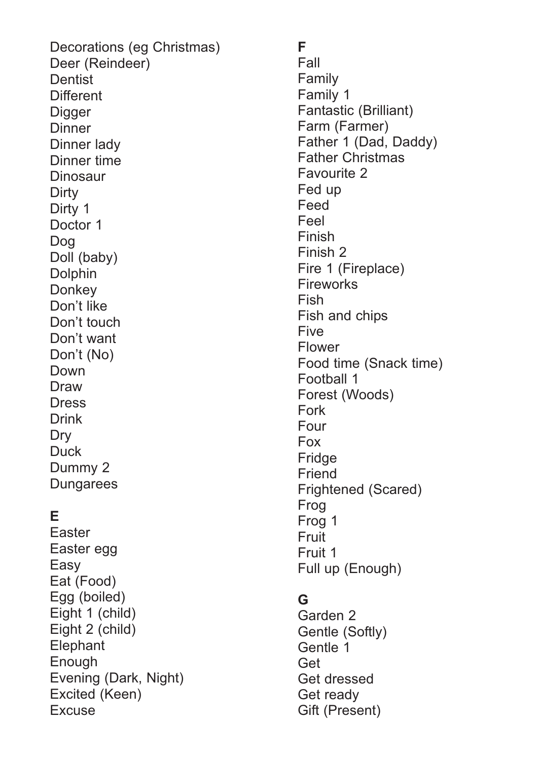Decorations (eg Christmas)
Deer (Reindeer)
Dentist
Different
Digger
Dinner
Dinner lady
Dinner time
Dinosaur
Dirty
Dirty 1
Doctor 1
Dog
Doll (baby)
Dolphin
Donkey
Don't like
Don't touch
Don't want
Don't (No)
Down
Draw
Dress
Drink
Dry
Duck
Dummy 2
Dungarees

**E**

Easter
Easter egg
Easy
Eat (Food)
Egg (boiled)
Eight 1 (child)
Eight 2 (child)
Elephant
Enough
Evening (Dark, Night)
Excited (Keen)
Excuse

**F**

Fall
Family
Family 1
Fantastic (Brilliant)
Farm (Farmer)
Father 1 (Dad, Daddy)
Father Christmas
Favourite 2
Fed up
Feed
Feel
Finish
Finish 2
Fire 1 (Fireplace)
Fireworks
Fish
Fish and chips
Five
Flower
Food time (Snack time)
Football 1
Forest (Woods)
Fork
Four
Fox
Fridge
Friend
Frightened (Scared)
Frog
Frog 1
Fruit
Fruit 1
Full up (Enough)

**G**

Garden 2
Gentle (Softly)
Gentle 1
Get
Get dressed
Get ready
Gift (Present)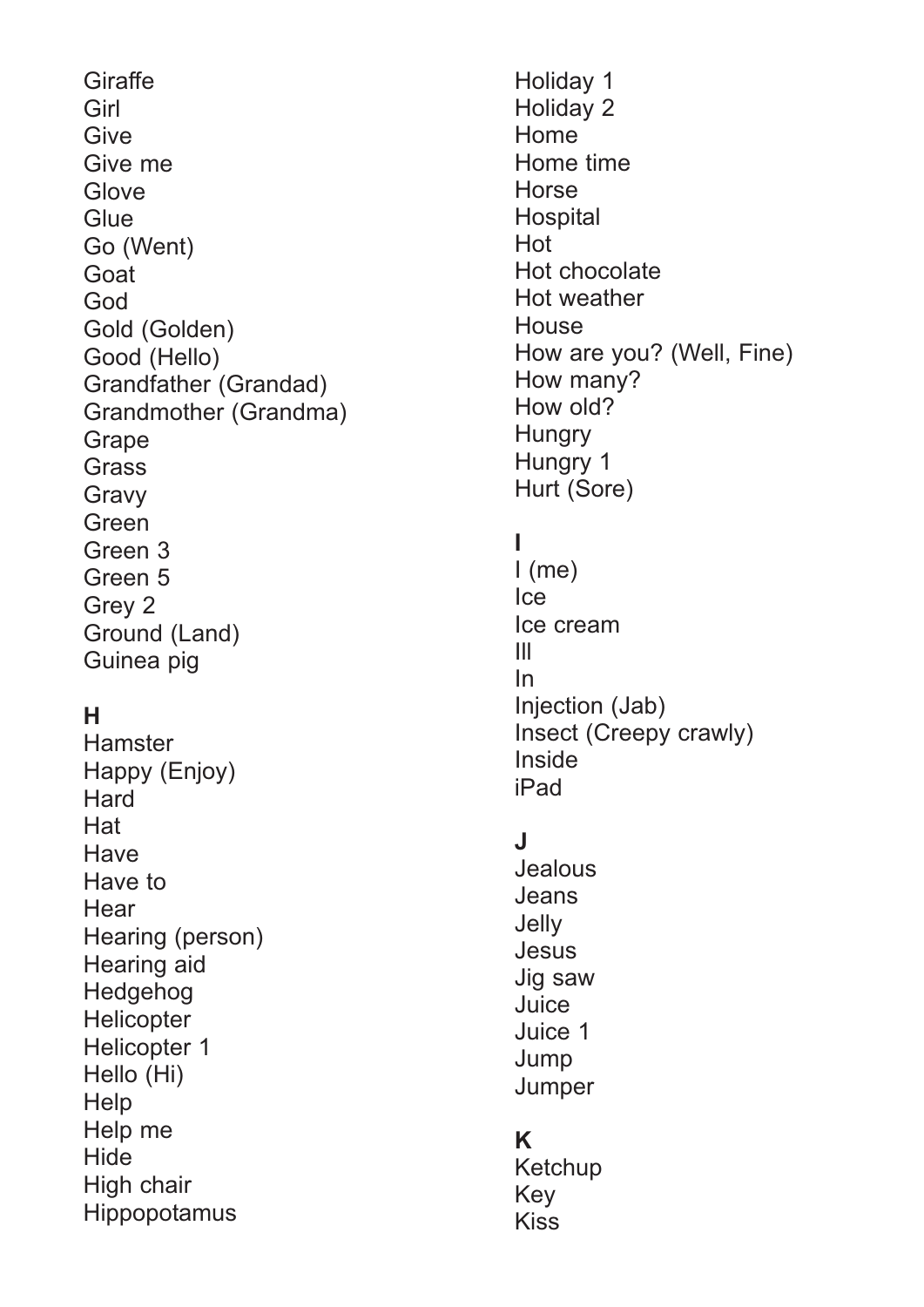Giraffe
Girl
Give
Give me
Glove
Glue
Go (Went)
Goat
God
Gold (Golden)
Good (Hello)
Grandfather (Grandad)
Grandmother (Grandma)
Grape
Grass
Gravy
Green
Green 3
Green 5
Grey 2
Ground (Land)
Guinea pig

**H**

Hamster
Happy (Enjoy)
Hard
Hat
Have
Have to
Hear
Hearing (person)
Hearing aid
Hedgehog
Helicopter
Helicopter 1
Hello (Hi)
Help
Help me
Hide
High chair
Hippopotamus
Holiday 1
Holiday 2
Home
Home time
Horse
Hospital
Hot
Hot chocolate
Hot weather
House
How are you? (Well, Fine)
How many?
How old?
Hungry
Hungry 1
Hurt (Sore)

**I**

I (me)
Ice
Ice cream
Ill
In
Injection (Jab)
Insect (Creepy crawly)
Inside
iPad

**J**

Jealous
Jeans
Jelly
Jesus
Jig saw
Juice
Juice 1
Jump
Jumper

**K**

Ketchup
Key
Kiss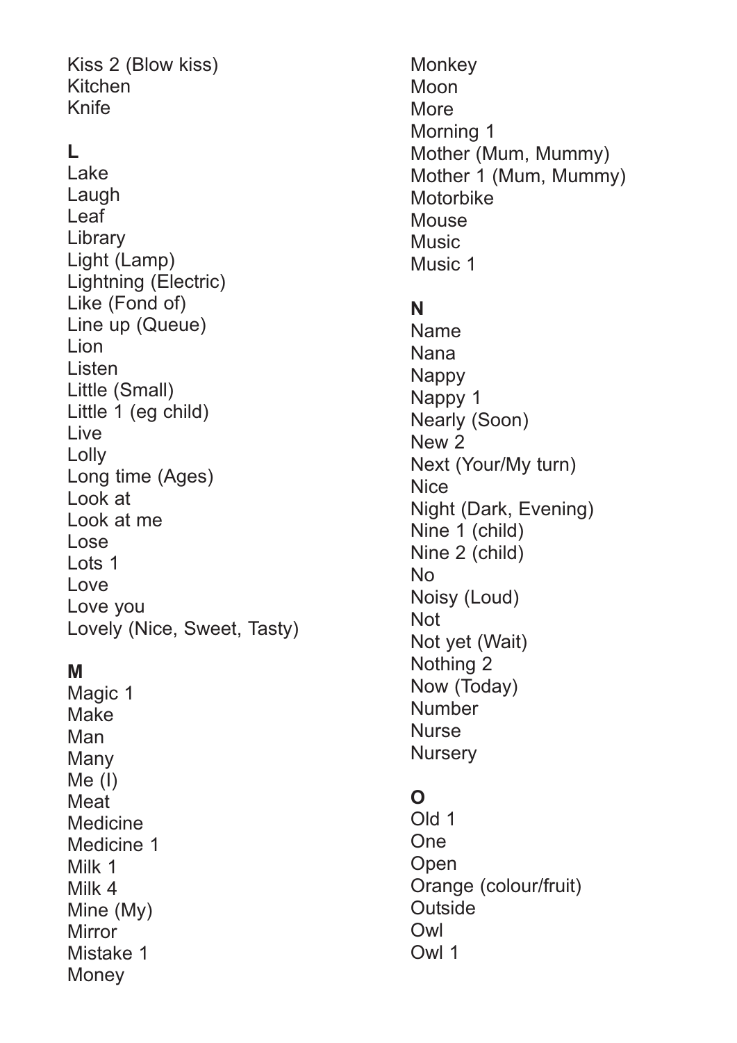Kiss 2 (Blow kiss)
Kitchen
Knife

**L**
Lake
Laugh
Leaf
Library
Light (Lamp)
Lightning (Electric)
Like (Fond of)
Line up (Queue)
Lion
Listen
Little (Small)
Little 1 (eg child)
Live
Lolly
Long time (Ages)
Look at
Look at me
Lose
Lots 1
Love
Love you
Lovely (Nice, Sweet, Tasty)

**M**
Magic 1
Make
Man
Many
Me (I)
Meat
Medicine
Medicine 1
Milk 1
Milk 4
Mine (My)
Mirror
Mistake 1
Money
Monkey
Moon
More
Morning 1
Mother (Mum, Mummy)
Mother 1 (Mum, Mummy)
Motorbike
Mouse
Music
Music 1

**N**
Name
Nana
Nappy
Nappy 1
Nearly (Soon)
New 2
Next (Your/My turn)
Nice
Night (Dark, Evening)
Nine 1 (child)
Nine 2 (child)
No
Noisy (Loud)
Not
Not yet (Wait)
Nothing 2
Now (Today)
Number
Nurse
Nursery

**O**
Old 1
One
Open
Orange (colour/fruit)
Outside
Owl
Owl 1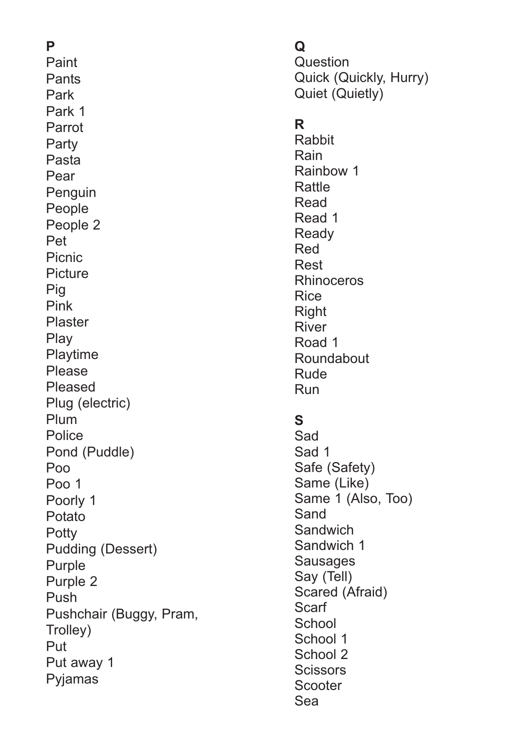**P**

Paint
Pants
Park
Park 1
Parrot
Party
Pasta
Pear
Penguin
People
People 2
Pet
Picnic
Picture
Pig
Pink
Plaster
Play
Playtime
Please
Pleased
Plug (electric)
Plum
Police
Pond (Puddle)
Poo
Poo 1
Poorly 1
Potato
Potty
Pudding (Dessert)
Purple
Purple 2
Push
Pushchair (Buggy, Pram, Trolley)
Put
Put away 1
Pyjamas

**Q**

Question
Quick (Quickly, Hurry)
Quiet (Quietly)

**R**

Rabbit
Rain
Rainbow 1
Rattle
Read
Read 1
Ready
Red
Rest
Rhinoceros
Rice
Right
River
Road 1
Roundabout
Rude
Run

**S**

Sad
Sad 1
Safe (Safety)
Same (Like)
Same 1 (Also, Too)
Sand
Sandwich
Sandwich 1
Sausages
Say (Tell)
Scared (Afraid)
Scarf
School
School 1
School 2
Scissors
Scooter
Sea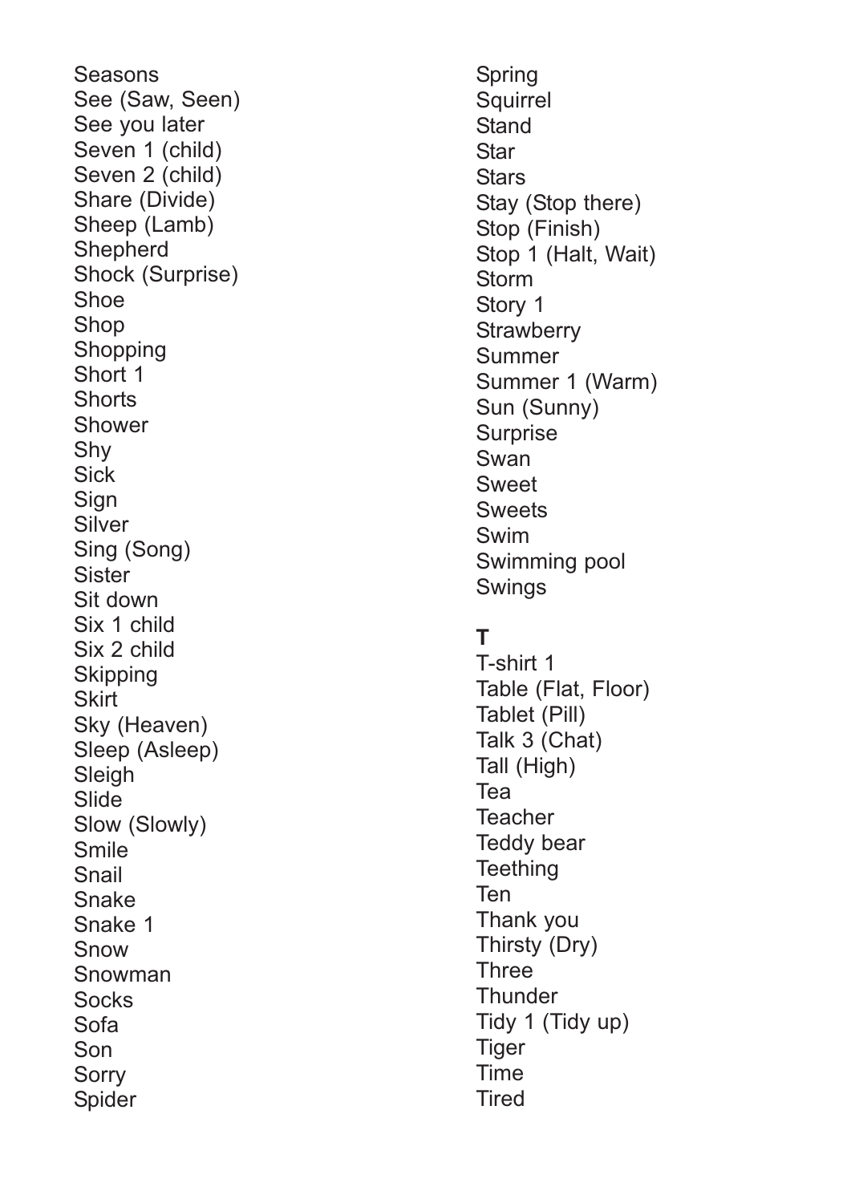Seasons
See (Saw, Seen)
See you later
Seven 1 (child)
Seven 2 (child)
Share (Divide)
Sheep (Lamb)
Shepherd
Shock (Surprise)
Shoe
Shop
Shopping
Short 1
Shorts
Shower
Shy
Sick
Sign
Silver
Sing (Song)
Sister
Sit down
Six 1 child
Six 2 child
Skipping
Skirt
Sky (Heaven)
Sleep (Asleep)
Sleigh
Slide
Slow (Slowly)
Smile
Snail
Snake
Snake 1
Snow
Snowman
Socks
Sofa
Son
Sorry
Spider
Spring
Squirrel
Stand
Star
Stars
Stay (Stop there)
Stop (Finish)
Stop 1 (Halt, Wait)
Storm
Story 1
Strawberry
Summer
Summer 1 (Warm)
Sun (Sunny)
Surprise
Swan
Sweet
Sweets
Swim
Swimming pool
Swings

**T**

T-shirt 1
Table (Flat, Floor)
Tablet (Pill)
Talk 3 (Chat)
Tall (High)
Tea
Teacher
Teddy bear
Teething
Ten
Thank you
Thirsty (Dry)
Three
Thunder
Tidy 1 (Tidy up)
Tiger
Time
Tired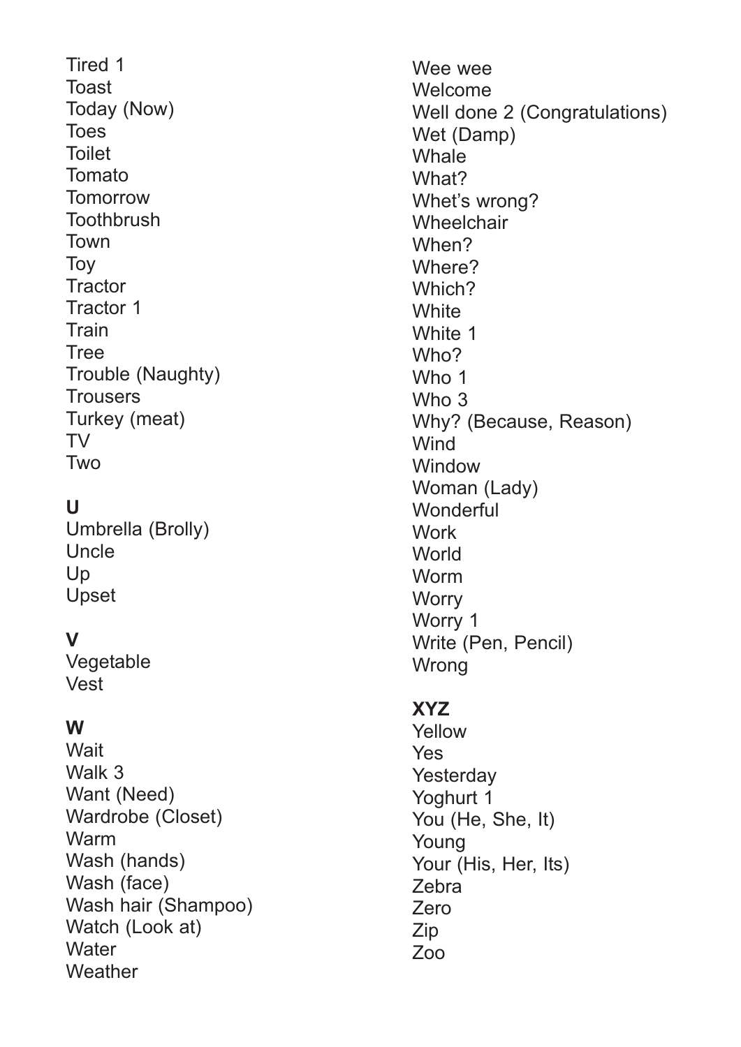Tired 1
Toast
Today (Now)
Toes
Toilet
Tomato
Tomorrow
Toothbrush
Town
Toy
Tractor
Tractor 1
Train
Tree
Trouble (Naughty)
Trousers
Turkey (meat)
TV
Two

**U**

Umbrella (Brolly)
Uncle
Up
Upset

**V**

Vegetable
Vest

**W**

Wait
Walk 3
Want (Need)
Wardrobe (Closet)
Warm
Wash (hands)
Wash (face)
Wash hair (Shampoo)
Watch (Look at)
Water
Weather
Wee wee
Welcome
Well done 2 (Congratulations)
Wet (Damp)
Whale
What?
Whet's wrong?
Wheelchair
When?
Where?
Which?
White
White 1
Who?
Who 1
Who 3
Why? (Because, Reason)
Wind
Window
Woman (Lady)
Wonderful
Work
World
Worm
Worry
Worry 1
Write (Pen, Pencil)
Wrong

**XYZ**

Yellow
Yes
Yesterday
Yoghurt 1
You (He, She, It)
Young
Your (His, Her, Its)
Zebra
Zero
Zip
Zoo